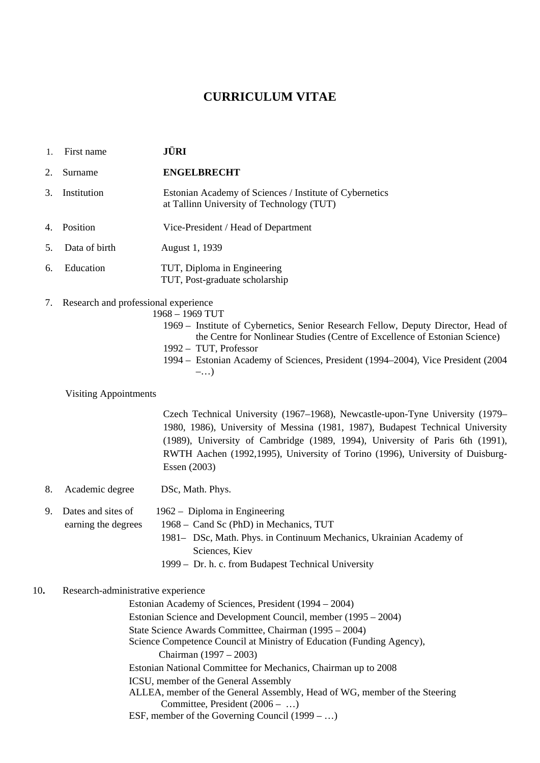# CURRICULUM VITAE

1. First name **JÜRI**
2. Surname **ENGELBRECHT**
3. Institution Estonian Academy of Sciences / Institute of Cybernetics at Tallinn University of Technology (TUT)
4. Position Vice-President / Head of Department
5. Data of birth August 1, 1939
6. Education TUT, Diploma in Engineering
   TUT, Post-graduate scholarship
7. Research and professional experience
   - 1968 – 1969 TUT
   - 1969 – Institute of Cybernetics, Senior Research Fellow, Deputy Director, Head of the Centre for Nonlinear Studies (Centre of Excellence of Estonian Science)
   - 1992 – TUT, Professor
   - 1994 – Estonian Academy of Sciences, President (1994–2004), Vice President (2004 –…)

   Visiting Appointments

   Czech Technical University (1967–1968), Newcastle-upon-Tyne University (1979–1980, 1986), University of Messina (1981, 1987), Budapest Technical University (1989), University of Cambridge (1989, 1994), University of Paris 6th (1991), RWTH Aachen (1992,1995), University of Torino (1996), University of Duisburg-Essen (2003)
8. Academic degree DSc, Math. Phys.
9. Dates and sites of earning the degrees
   - 1962 – Diploma in Engineering
   - 1968 – Cand Sc (PhD) in Mechanics, TUT
   - 1981– DSc, Math. Phys. in Continuum Mechanics, Ukrainian Academy of Sciences, Kiev
   - 1999 – Dr. h. c. from Budapest Technical University
10. Research-administrative experience
    - Estonian Academy of Sciences, President (1994 – 2004)
    - Estonian Science and Development Council, member (1995 – 2004)
    - State Science Awards Committee, Chairman (1995 – 2004)
    - Science Competence Council at Ministry of Education (Funding Agency), Chairman (1997 – 2003)
    - Estonian National Committee for Mechanics, Chairman up to 2008
    - ICSU, member of the General Assembly
    - ALLEA, member of the General Assembly, Head of WG, member of the Steering Committee, President (2006 – …)
    - ESF, member of the Governing Council (1999 – …)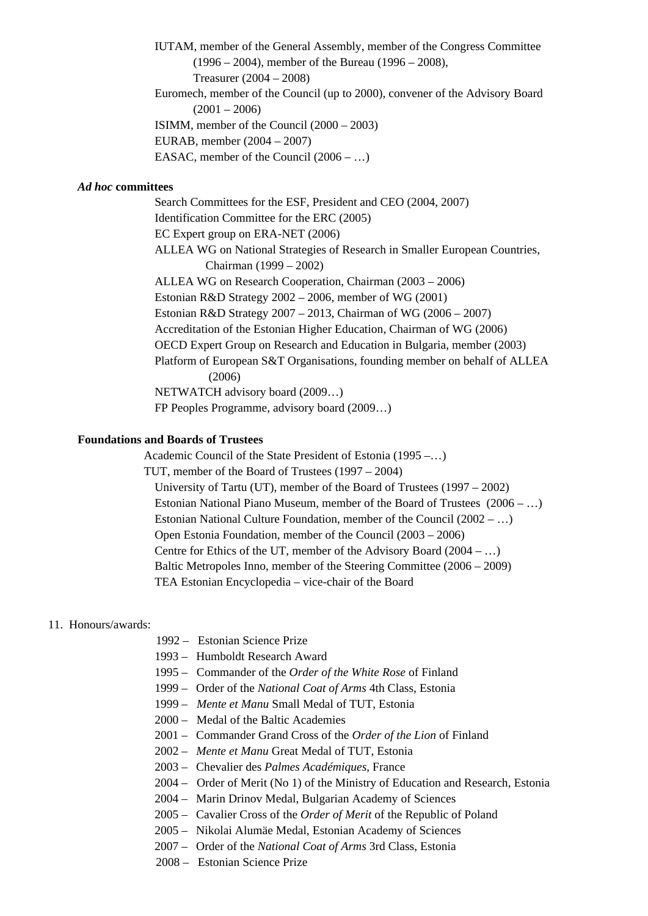IUTAM, member of the General Assembly, member of the Congress Committee (1996 – 2004), member of the Bureau (1996 – 2008), Treasurer (2004 – 2008)

Euromech, member of the Council (up to 2000), convener of the Advisory Board (2001 – 2006)

ISIMM, member of the Council (2000 – 2003)

EURAB, member (2004 – 2007)

EASAC, member of the Council (2006 – …)

***Ad hoc* committees**

Search Committees for the ESF, President and CEO (2004, 2007)

Identification Committee for the ERC (2005)

EC Expert group on ERA-NET (2006)

ALLEA WG on National Strategies of Research in Smaller European Countries, Chairman (1999 – 2002)

ALLEA WG on Research Cooperation, Chairman (2003 – 2006)

Estonian R&D Strategy 2002 – 2006, member of WG (2001)

Estonian R&D Strategy 2007 – 2013, Chairman of WG (2006 – 2007)

Accreditation of the Estonian Higher Education, Chairman of WG (2006)

OECD Expert Group on Research and Education in Bulgaria, member (2003)

Platform of European S&T Organisations, founding member on behalf of ALLEA (2006)

NETWATCH advisory board (2009…)

FP Peoples Programme, advisory board (2009…)

**Foundations and Boards of Trustees**

Academic Council of the State President of Estonia (1995 –…)

TUT, member of the Board of Trustees (1997 – 2004)

University of Tartu (UT), member of the Board of Trustees (1997 – 2002)

Estonian National Piano Museum, member of the Board of Trustees (2006 – …)

Estonian National Culture Foundation, member of the Council (2002 – …)

Open Estonia Foundation, member of the Council (2003 – 2006)

Centre for Ethics of the UT, member of the Advisory Board (2004 – …)

Baltic Metropoles Inno, member of the Steering Committee (2006 – 2009)

TEA Estonian Encyclopedia – vice-chair of the Board

11. Honours/awards:

1992 – Estonian Science Prize
1993 – Humboldt Research Award
1995 – Commander of the *Order of the White Rose* of Finland
1999 – Order of the *National Coat of Arms* 4th Class, Estonia
1999 – *Mente et Manu* Small Medal of TUT, Estonia
2000 – Medal of the Baltic Academies
2001 – Commander Grand Cross of the *Order of the Lion* of Finland
2002 – *Mente et Manu* Great Medal of TUT, Estonia
2003 – Chevalier des *Palmes Académiques*, France
2004 – Order of Merit (No 1) of the Ministry of Education and Research, Estonia
2004 – Marin Drinov Medal, Bulgarian Academy of Sciences
2005 – Cavalier Cross of the *Order of Merit* of the Republic of Poland
2005 – Nikolai Alumäe Medal, Estonian Academy of Sciences
2007 – Order of the *National Coat of Arms* 3rd Class, Estonia
2008 – Estonian Science Prize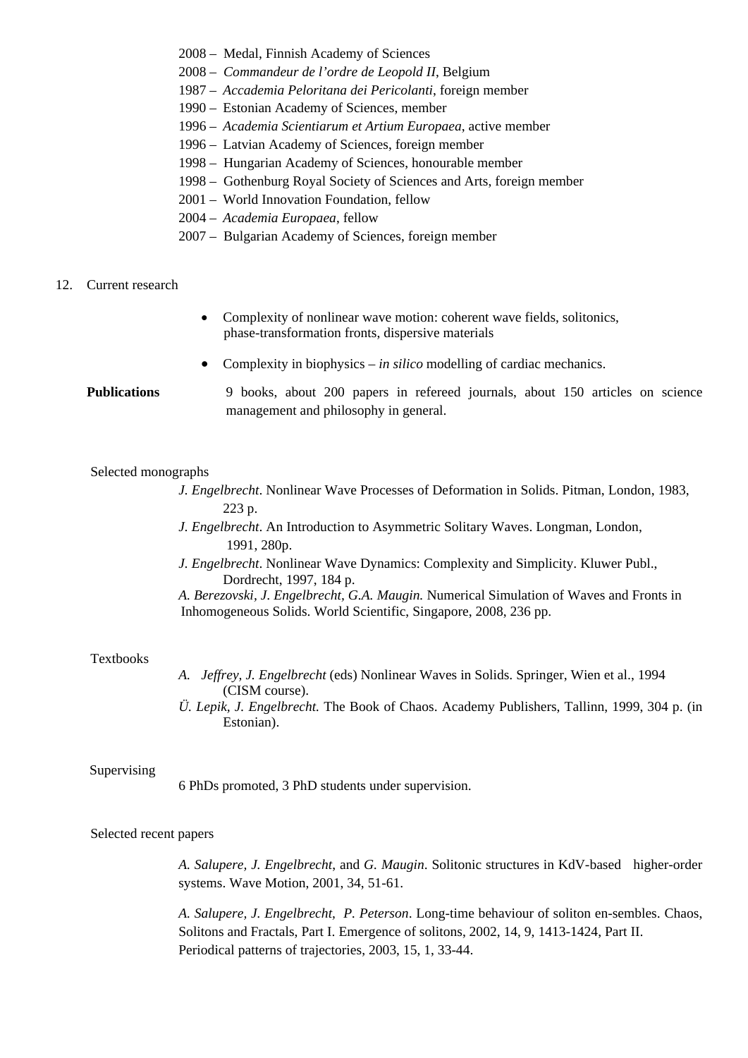2008 – Medal, Finnish Academy of Sciences
2008 – *Commandeur de l'ordre de Leopold II*, Belgium
1987 – *Accademia Peloritana dei Pericolanti*, foreign member
1990 – Estonian Academy of Sciences, member
1996 – *Academia Scientiarum et Artium Europaea*, active member
1996 – Latvian Academy of Sciences, foreign member
1998 – Hungarian Academy of Sciences, honourable member
1998 – Gothenburg Royal Society of Sciences and Arts, foreign member
2001 – World Innovation Foundation, fellow
2004 – *Academia Europaea*, fellow
2007 – Bulgarian Academy of Sciences, foreign member

12. Current research

- Complexity of nonlinear wave motion: coherent wave fields, solitonics, phase-transformation fronts, dispersive materials
- Complexity in biophysics – *in silico* modelling of cardiac mechanics.

**Publications** 9 books, about 200 papers in refereed journals, about 150 articles on science management and philosophy in general.

Selected monographs

*J. Engelbrecht*. Nonlinear Wave Processes of Deformation in Solids. Pitman, London, 1983, 223 p.

*J. Engelbrecht*. An Introduction to Asymmetric Solitary Waves. Longman, London, 1991, 280p.

*J. Engelbrecht*. Nonlinear Wave Dynamics: Complexity and Simplicity. Kluwer Publ., Dordrecht, 1997, 184 p.

*A. Berezovski, J. Engelbrecht, G.A. Maugin.* Numerical Simulation of Waves and Fronts in Inhomogeneous Solids. World Scientific, Singapore, 2008, 236 pp.

Textbooks

*A. Jeffrey, J. Engelbrecht* (eds) Nonlinear Waves in Solids. Springer, Wien et al., 1994 (CISM course).

*Ü. Lepik, J. Engelbrecht.* The Book of Chaos. Academy Publishers, Tallinn, 1999, 304 p. (in Estonian).

Supervising

6 PhDs promoted, 3 PhD students under supervision.

Selected recent papers

*A. Salupere, J. Engelbrecht*, and *G. Maugin*. Solitonic structures in KdV-based higher-order systems. Wave Motion, 2001, 34, 51-61.

*A. Salupere, J. Engelbrecht, P. Peterson*. Long-time behaviour of soliton en-sembles. Chaos, Solitons and Fractals, Part I. Emergence of solitons, 2002, 14, 9, 1413-1424, Part II. Periodical patterns of trajectories, 2003, 15, 1, 33-44.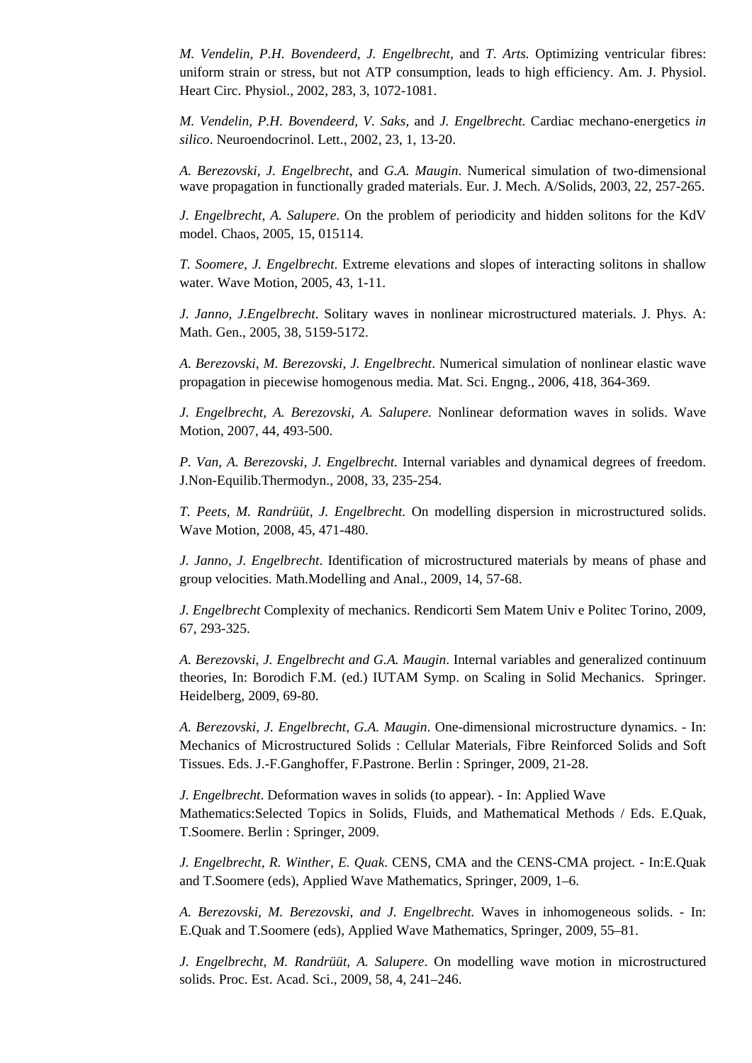*M. Vendelin, P.H. Bovendeerd, J. Engelbrecht,* and *T. Arts.* Optimizing ventricular fibres: uniform strain or stress, but not ATP consumption, leads to high efficiency. Am. J. Physiol. Heart Circ. Physiol., 2002, 283, 3, 1072-1081.

*M. Vendelin, P.H. Bovendeerd, V. Saks,* and *J. Engelbrecht.* Cardiac mechano-energetics *in silico*. Neuroendocrinol. Lett., 2002, 23, 1, 13-20.

*A. Berezovski, J. Engelbrecht,* and *G.A. Maugin*. Numerical simulation of two-dimensional wave propagation in functionally graded materials. Eur. J. Mech. A/Solids, 2003, 22, 257-265.

*J. Engelbrecht, A. Salupere*. On the problem of periodicity and hidden solitons for the KdV model. Chaos, 2005, 15, 015114.

*T. Soomere, J. Engelbrecht*. Extreme elevations and slopes of interacting solitons in shallow water. Wave Motion, 2005, 43, 1-11.

*J. Janno, J.Engelbrecht*. Solitary waves in nonlinear microstructured materials. J. Phys. A: Math. Gen., 2005, 38, 5159-5172.

*A. Berezovski, M. Berezovski, J. Engelbrecht*. Numerical simulation of nonlinear elastic wave propagation in piecewise homogenous media. Mat. Sci. Engng., 2006, 418, 364-369.

*J. Engelbrecht, A. Berezovski, A. Salupere.* Nonlinear deformation waves in solids. Wave Motion, 2007, 44, 493-500.

*P. Van, A. Berezovski, J. Engelbrecht.* Internal variables and dynamical degrees of freedom. J.Non-Equilib.Thermodyn., 2008, 33, 235-254.

*T. Peets, M. Randrüüt, J. Engelbrecht.* On modelling dispersion in microstructured solids. Wave Motion, 2008, 45, 471-480.

*J. Janno, J. Engelbrecht*. Identification of microstructured materials by means of phase and group velocities. Math.Modelling and Anal., 2009, 14, 57-68.

*J. Engelbrecht* Complexity of mechanics. Rendicorti Sem Matem Univ e Politec Torino, 2009, 67, 293-325.

*A. Berezovski, J. Engelbrecht and G.A. Maugin*. Internal variables and generalized continuum theories, In: Borodich F.M. (ed.) IUTAM Symp. on Scaling in Solid Mechanics. Springer. Heidelberg, 2009, 69-80.

*A. Berezovski, J. Engelbrecht, G.A. Maugin*. One-dimensional microstructure dynamics. - In: Mechanics of Microstructured Solids : Cellular Materials, Fibre Reinforced Solids and Soft Tissues. Eds. J.-F.Ganghoffer, F.Pastrone. Berlin : Springer, 2009, 21-28.

*J. Engelbrecht*. Deformation waves in solids (to appear). - In: Applied Wave Mathematics:Selected Topics in Solids, Fluids, and Mathematical Methods / Eds. E.Quak, T.Soomere. Berlin : Springer, 2009.

*J. Engelbrecht, R. Winther, E. Quak*. CENS, CMA and the CENS-CMA project. - In:E.Quak and T.Soomere (eds), Applied Wave Mathematics, Springer, 2009, 1–6.

*A. Berezovski, M. Berezovski, and J. Engelbrecht.* Waves in inhomogeneous solids. - In: E.Quak and T.Soomere (eds), Applied Wave Mathematics, Springer, 2009, 55–81.

*J. Engelbrecht, M. Randrüüt, A. Salupere*. On modelling wave motion in microstructured solids. Proc. Est. Acad. Sci., 2009, 58, 4, 241–246.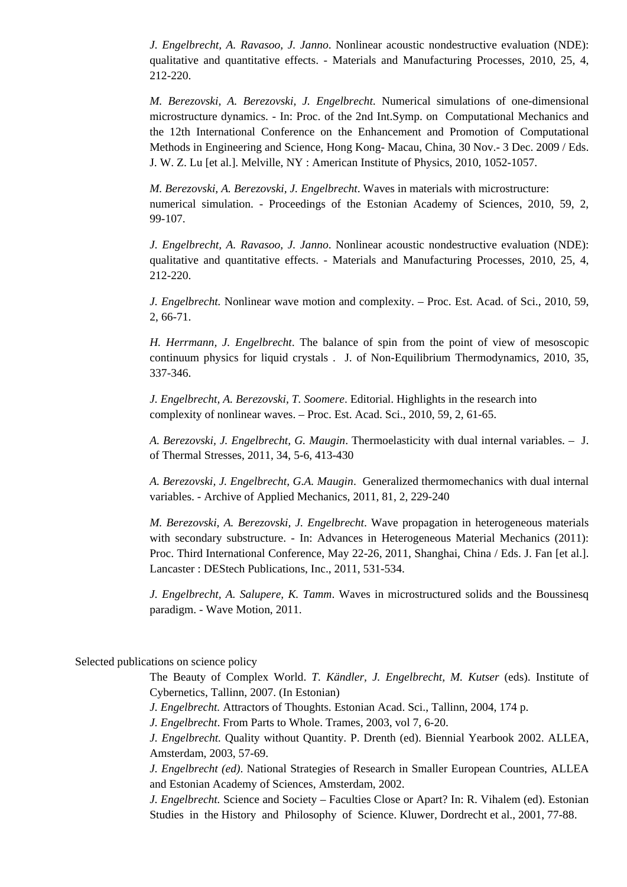*J. Engelbrecht, A. Ravasoo, J. Janno*. Nonlinear acoustic nondestructive evaluation (NDE): qualitative and quantitative effects. - Materials and Manufacturing Processes, 2010, 25, 4, 212-220.

*M. Berezovski, A. Berezovski, J. Engelbrecht*. Numerical simulations of one-dimensional microstructure dynamics. - In: Proc. of the 2nd Int.Symp. on Computational Mechanics and the 12th International Conference on the Enhancement and Promotion of Computational Methods in Engineering and Science, Hong Kong- Macau, China, 30 Nov.- 3 Dec. 2009 / Eds. J. W. Z. Lu [et al.]. Melville, NY : American Institute of Physics, 2010, 1052-1057.

*M. Berezovski, A. Berezovski, J. Engelbrecht*. Waves in materials with microstructure: numerical simulation. - Proceedings of the Estonian Academy of Sciences, 2010, 59, 2, 99-107.

*J. Engelbrecht, A. Ravasoo, J. Janno*. Nonlinear acoustic nondestructive evaluation (NDE): qualitative and quantitative effects. - Materials and Manufacturing Processes, 2010, 25, 4, 212-220.

*J. Engelbrecht.* Nonlinear wave motion and complexity. – Proc. Est. Acad. of Sci., 2010, 59, 2, 66-71.

*H. Herrmann, J. Engelbrecht*. The balance of spin from the point of view of mesoscopic continuum physics for liquid crystals . J. of Non-Equilibrium Thermodynamics, 2010, 35, 337-346.

*J. Engelbrecht, A. Berezovski, T. Soomere*. Editorial. Highlights in the research into complexity of nonlinear waves. – Proc. Est. Acad. Sci., 2010, 59, 2, 61-65.

*A. Berezovski, J. Engelbrecht, G. Maugin*. Thermoelasticity with dual internal variables. – J. of Thermal Stresses, 2011, 34, 5-6, 413-430

*A. Berezovski, J. Engelbrecht, G.A. Maugin*. Generalized thermomechanics with dual internal variables. - Archive of Applied Mechanics, 2011, 81, 2, 229-240

*M. Berezovski, A. Berezovski, J. Engelbrecht*. Wave propagation in heterogeneous materials with secondary substructure. - In: Advances in Heterogeneous Material Mechanics (2011): Proc. Third International Conference, May 22-26, 2011, Shanghai, China / Eds. J. Fan [et al.]. Lancaster : DEStech Publications, Inc., 2011, 531-534.

*J. Engelbrecht, A. Salupere, K. Tamm*. Waves in microstructured solids and the Boussinesq paradigm. - Wave Motion, 2011.

Selected publications on science policy

The Beauty of Complex World. *T. Kändler, J. Engelbrecht, M. Kutser* (eds). Institute of Cybernetics, Tallinn, 2007. (In Estonian)

*J. Engelbrecht.* Attractors of Thoughts. Estonian Acad. Sci., Tallinn, 2004, 174 p.

*J. Engelbrecht*. From Parts to Whole. Trames, 2003, vol 7, 6-20.

*J. Engelbrecht.* Quality without Quantity. P. Drenth (ed). Biennial Yearbook 2002. ALLEA, Amsterdam, 2003, 57-69.

*J. Engelbrecht (ed)*. National Strategies of Research in Smaller European Countries, ALLEA and Estonian Academy of Sciences, Amsterdam, 2002.

*J. Engelbrecht.* Science and Society – Faculties Close or Apart? In: R. Vihalem (ed). Estonian Studies in the History and Philosophy of Science. Kluwer, Dordrecht et al., 2001, 77-88.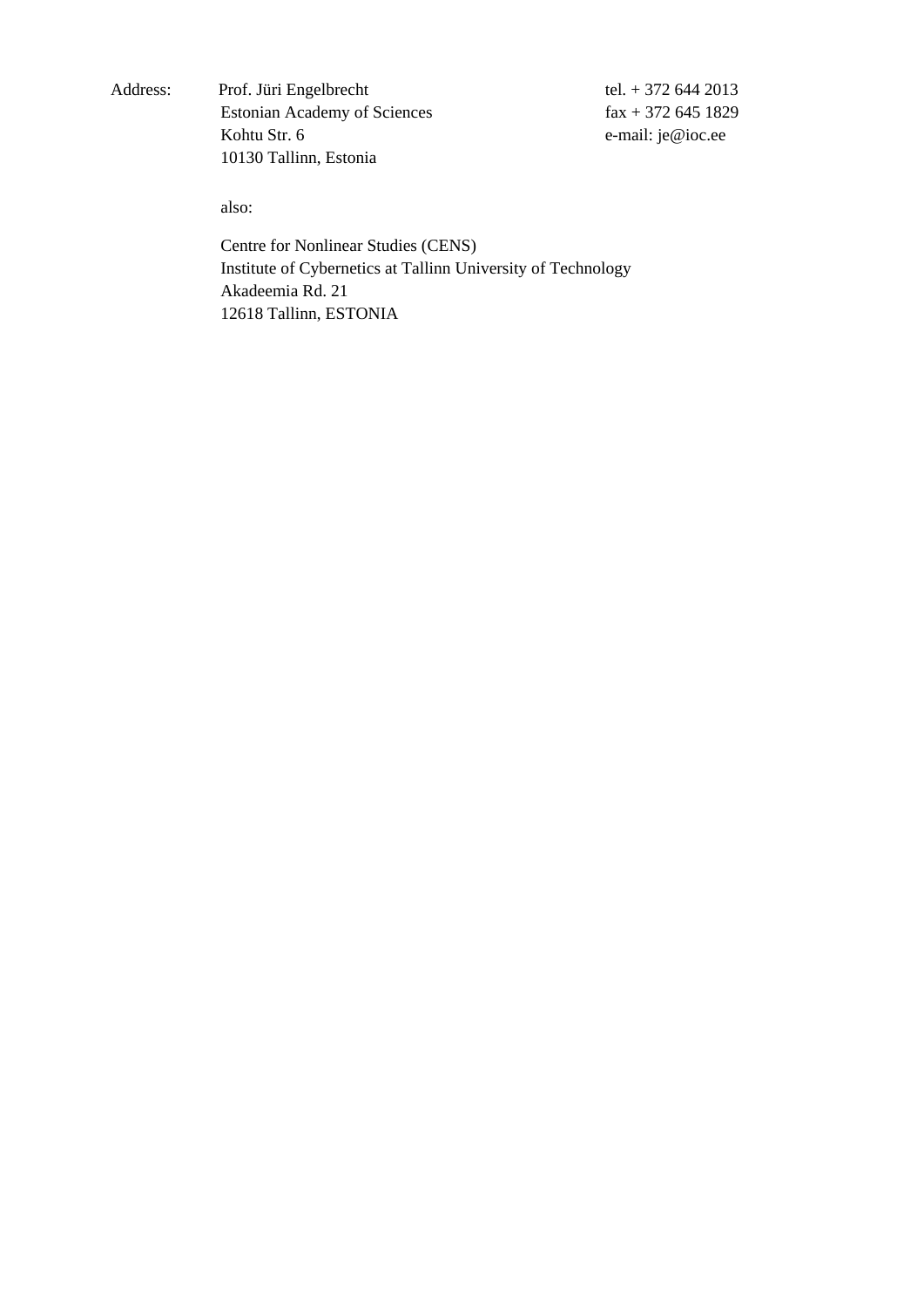Address: Prof. Jüri Engelbrecht
Estonian Academy of Sciences
Kohtu Str. 6
10130 Tallinn, Estonia

tel. + 372 644 2013
fax + 372 645 1829
e-mail: je@ioc.ee

also:

Centre for Nonlinear Studies (CENS)
Institute of Cybernetics at Tallinn University of Technology
Akadeemia Rd. 21
12618 Tallinn, ESTONIA